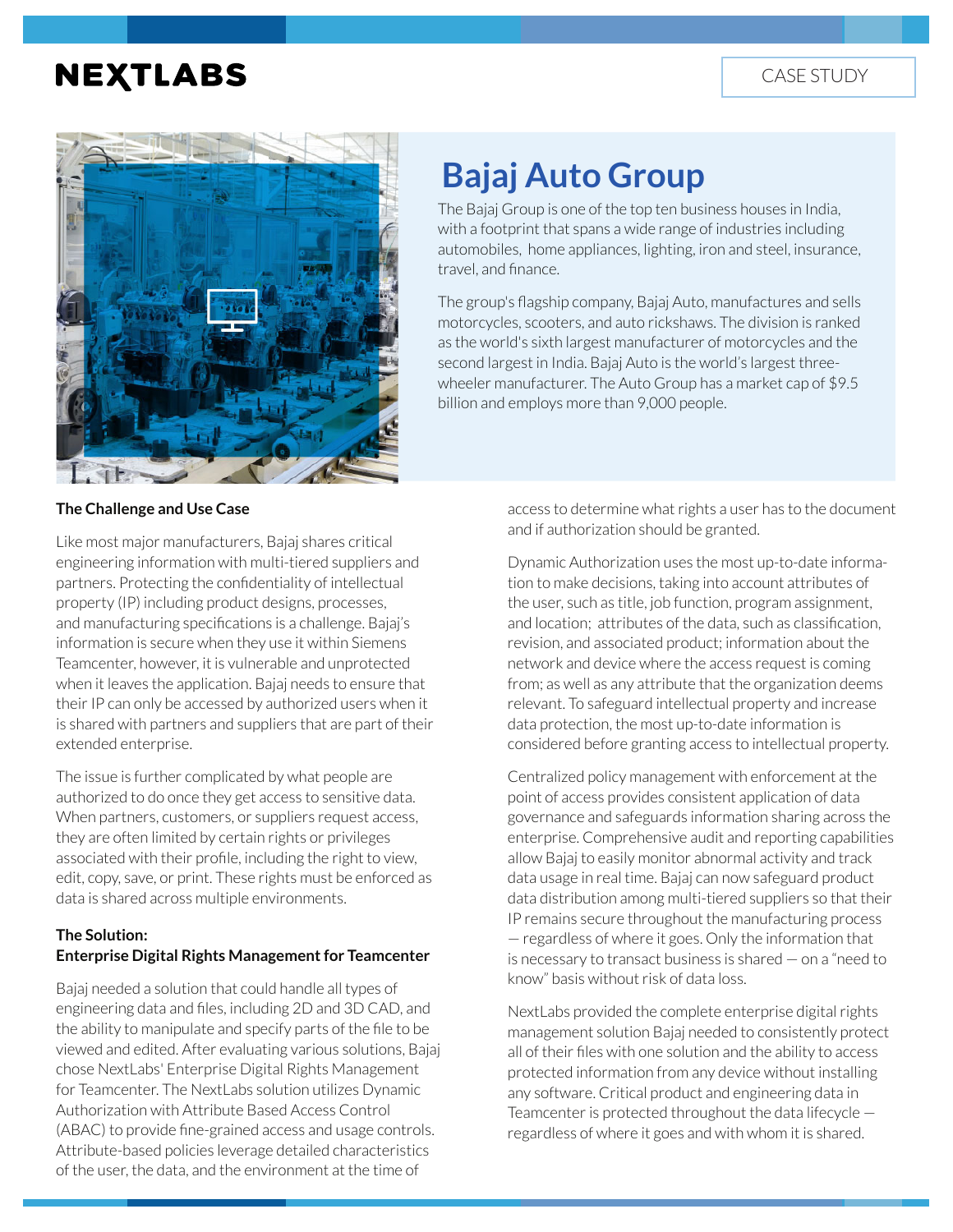NEXTLABS

CASE STUDY

# Bajaj Auto Group

The Bajaj Group is one of the top ten business houses in India, with a footprint that spans a wide range of industries including automobiles, home appliances, lighting, iron and steel, insurance, travel, and finance.

The group's flagship company, Bajaj Auto, manufactures and sells motorcycles, scooters, and auto rickshaws. The division is ranked as the world's sixth largest manufacturer of motorcycles and the second largest in India. Bajaj Auto is the world's largest three-wheeler manufacturer. The Auto Group has a market cap of $9.5 billion and employs more than 9,000 people.

**The Challenge and Use Case**

Like most major manufacturers, Bajaj shares critical engineering information with multi-tiered suppliers and partners. Protecting the confidentiality of intellectual property (IP) including product designs, processes, and manufacturing specifications is a challenge. Bajaj's information is secure when they use it within Siemens Teamcenter, however, it is vulnerable and unprotected when it leaves the application. Bajaj needs to ensure that their IP can only be accessed by authorized users when it is shared with partners and suppliers that are part of their extended enterprise.

The issue is further complicated by what people are authorized to do once they get access to sensitive data. When partners, customers, or suppliers request access, they are often limited by certain rights or privileges associated with their profile, including the right to view, edit, copy, save, or print. These rights must be enforced as data is shared across multiple environments.

**The Solution:**
**Enterprise Digital Rights Management for Teamcenter**

Bajaj needed a solution that could handle all types of engineering data and files, including 2D and 3D CAD, and the ability to manipulate and specify parts of the file to be viewed and edited. After evaluating various solutions, Bajaj chose NextLabs' Enterprise Digital Rights Management for Teamcenter. The NextLabs solution utilizes Dynamic Authorization with Attribute Based Access Control (ABAC) to provide fine-grained access and usage controls. Attribute-based policies leverage detailed characteristics of the user, the data, and the environment at the time of access to determine what rights a user has to the document and if authorization should be granted.

Dynamic Authorization uses the most up-to-date information to make decisions, taking into account attributes of the user, such as title, job function, program assignment, and location; attributes of the data, such as classification, revision, and associated product; information about the network and device where the access request is coming from; as well as any attribute that the organization deems relevant. To safeguard intellectual property and increase data protection, the most up-to-date information is considered before granting access to intellectual property.

Centralized policy management with enforcement at the point of access provides consistent application of data governance and safeguards information sharing across the enterprise. Comprehensive audit and reporting capabilities allow Bajaj to easily monitor abnormal activity and track data usage in real time. Bajaj can now safeguard product data distribution among multi-tiered suppliers so that their IP remains secure throughout the manufacturing process — regardless of where it goes. Only the information that is necessary to transact business is shared — on a "need to know" basis without risk of data loss.

NextLabs provided the complete enterprise digital rights management solution Bajaj needed to consistently protect all of their files with one solution and the ability to access protected information from any device without installing any software. Critical product and engineering data in Teamcenter is protected throughout the data lifecycle — regardless of where it goes and with whom it is shared.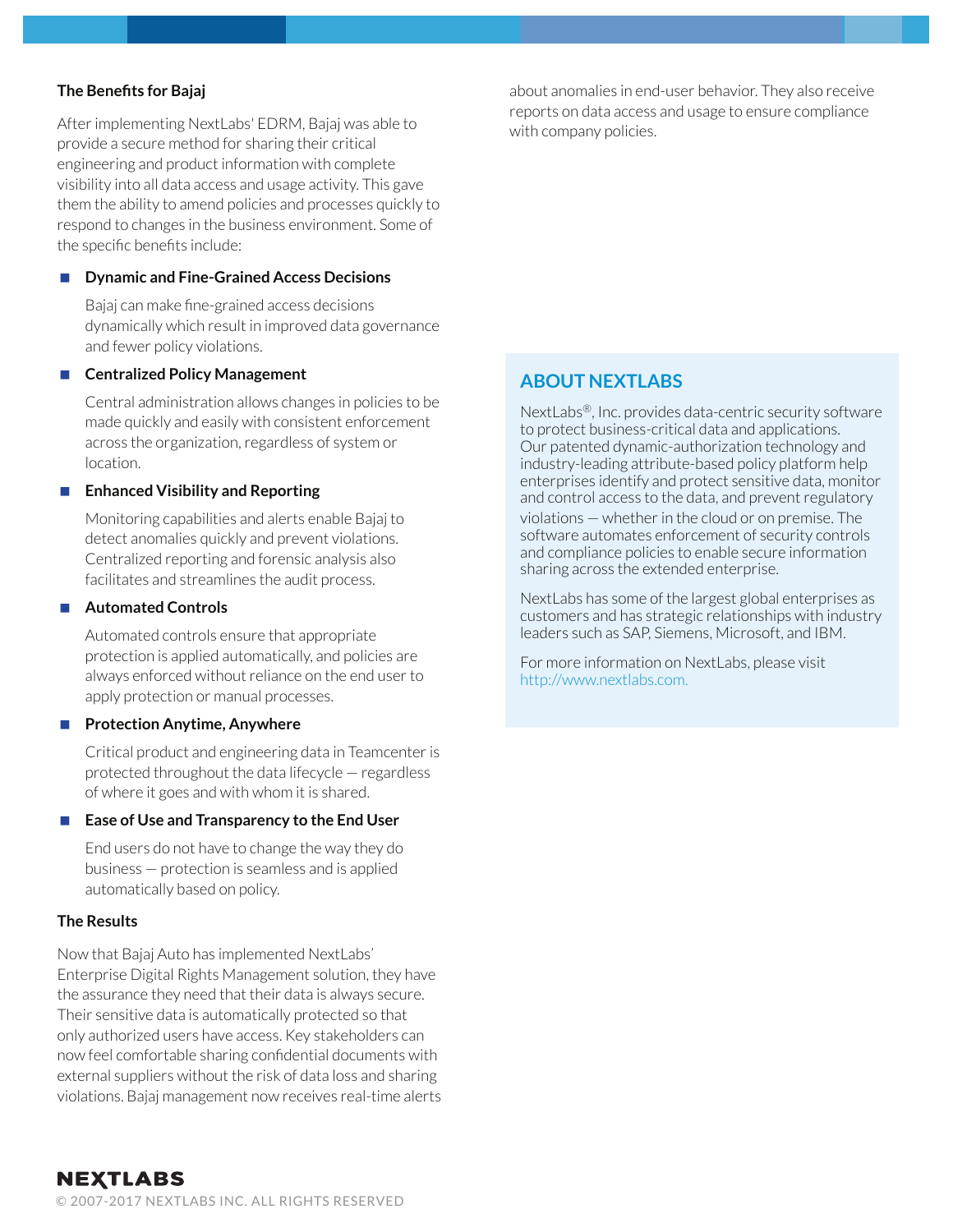### The Benefits for Bajaj

After implementing NextLabs' EDRM, Bajaj was able to provide a secure method for sharing their critical engineering and product information with complete visibility into all data access and usage activity. This gave them the ability to amend policies and processes quickly to respond to changes in the business environment. Some of the specific benefits include:

- **Dynamic and Fine-Grained Access Decisions**

  Bajaj can make fine-grained access decisions dynamically which result in improved data governance and fewer policy violations.

- **Centralized Policy Management**

  Central administration allows changes in policies to be made quickly and easily with consistent enforcement across the organization, regardless of system or location.

- **Enhanced Visibility and Reporting**

  Monitoring capabilities and alerts enable Bajaj to detect anomalies quickly and prevent violations. Centralized reporting and forensic analysis also facilitates and streamlines the audit process.

- **Automated Controls**

  Automated controls ensure that appropriate protection is applied automatically, and policies are always enforced without reliance on the end user to apply protection or manual processes.

- **Protection Anytime, Anywhere**

  Critical product and engineering data in Teamcenter is protected throughout the data lifecycle — regardless of where it goes and with whom it is shared.

- **Ease of Use and Transparency to the End User**

  End users do not have to change the way they do business — protection is seamless and is applied automatically based on policy.

### The Results

Now that Bajaj Auto has implemented NextLabs' Enterprise Digital Rights Management solution, they have the assurance they need that their data is always secure. Their sensitive data is automatically protected so that only authorized users have access. Key stakeholders can now feel comfortable sharing confidential documents with external suppliers without the risk of data loss and sharing violations. Bajaj management now receives real-time alerts about anomalies in end-user behavior. They also receive reports on data access and usage to ensure compliance with company policies.

## ABOUT NEXTLABS

NextLabs®, Inc. provides data-centric security software to protect business-critical data and applications. Our patented dynamic-authorization technology and industry-leading attribute-based policy platform help enterprises identify and protect sensitive data, monitor and control access to the data, and prevent regulatory violations — whether in the cloud or on premise. The software automates enforcement of security controls and compliance policies to enable secure information sharing across the extended enterprise.

NextLabs has some of the largest global enterprises as customers and has strategic relationships with industry leaders such as SAP, Siemens, Microsoft, and IBM.

For more information on NextLabs, please visit http://www.nextlabs.com.

NEXTLABS

© 2007-2017 NEXTLABS INC. ALL RIGHTS RESERVED